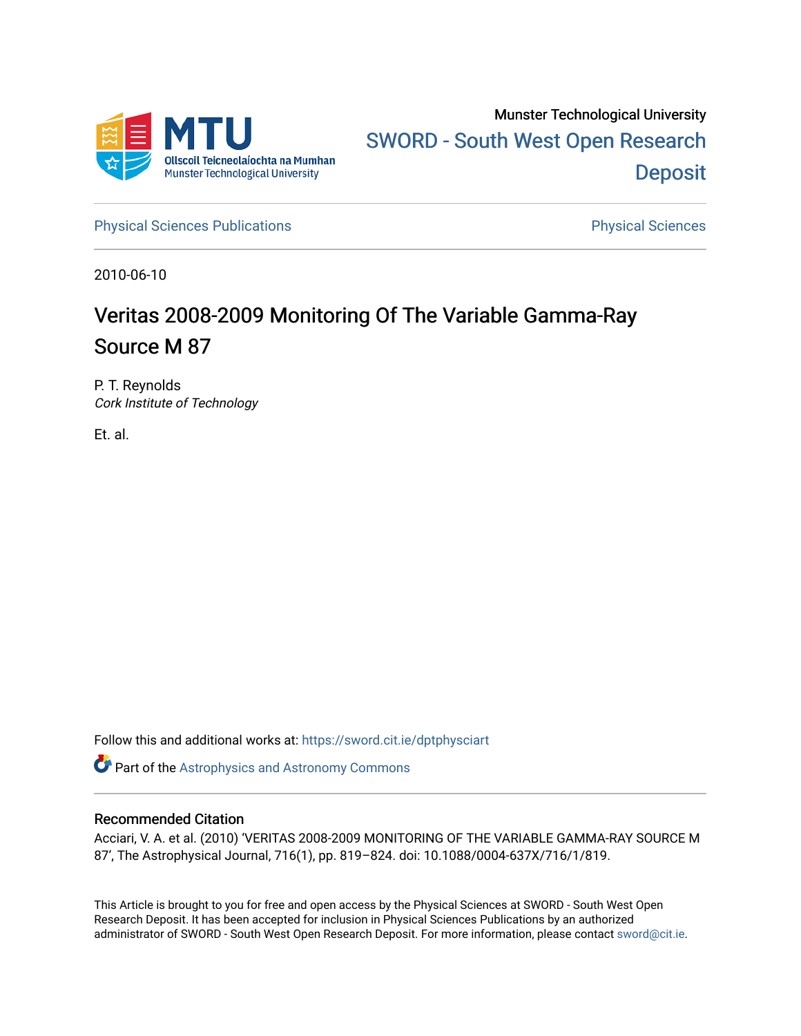Munster Technological University

SWORD - South West Open Research Deposit

Physical Sciences Publications

Physical Sciences

2010-06-10

# Veritas 2008-2009 Monitoring Of The Variable Gamma-Ray Source M 87

P. T. Reynolds
*Cork Institute of Technology*

Et. al.

Follow this and additional works at: https://sword.cit.ie/dptphysciart

Part of the Astrophysics and Astronomy Commons

## Recommended Citation

Acciari, V. A. et al. (2010) 'VERITAS 2008-2009 MONITORING OF THE VARIABLE GAMMA-RAY SOURCE M 87', The Astrophysical Journal, 716(1), pp. 819–824. doi: 10.1088/0004-637X/716/1/819.

This Article is brought to you for free and open access by the Physical Sciences at SWORD - South West Open Research Deposit. It has been accepted for inclusion in Physical Sciences Publications by an authorized administrator of SWORD - South West Open Research Deposit. For more information, please contact sword@cit.ie.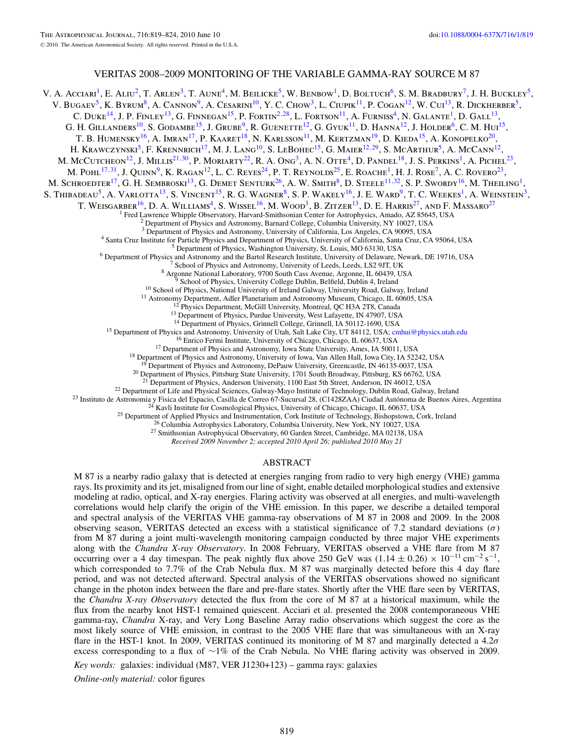# VERITAS 2008–2009 MONITORING OF THE VARIABLE GAMMA-RAY SOURCE M 87

V. A. Acciari[1], E. Aliu[2], T. Arlen[3], T. Aune[4], M. Beilicke[5], W. Benbow[1], D. Boltuch[6], S. M. Bradbury[7], J. H. Buckley[5], V. Bugaev[5], K. Byrum[8], A. Cannon[9], A. Cesarini[10], Y. C. Chow[3], L. Ciupik[11], P. Cogan[12], W. Cui[13], R. Dickherber[5], C. Duke[14], J. P. Finley[13], G. Finnegan[15], P. Fortin[2,28], L. Fortson[11], A. Furniss[4], N. Galante[1], D. Gall[13], G. H. Gillanders[10], S. Godambe[15], J. Grube[9], R. Guenette[12], G. Gyuk[11], D. Hanna[12], J. Holder[6], C. M. Hui[15], T. B. Humensky[16], A. Imran[17], P. Kaaret[18], N. Karlsson[11], M. Kertzman[19], D. Kieda[15], A. Konopelko[20], H. Krawczynski[5], F. Krennrich[17], M. J. Lang[10], S. LeBohec[15], G. Maier[12,29], S. McArthur[5], A. McCann[12], M. McCutcheon[12], J. Millis[21,30], P. Moriarty[22], R. A. Ong[3], A. N. Otte[4], D. Pandel[18], J. S. Perkins[1], A. Pichel[23], M. Pohl[17,31], J. Quinn[9], K. Ragan[12], L. C. Reyes[24], P. T. Reynolds[25], E. Roache[1], H. J. Rose[7], A. C. Rovero[23], M. Schroedter[17], G. H. Sembroski[13], G. Demet Senturk[26], A. W. Smith[8], D. Steele[11,32], S. P. Swordy[16], M. Theiling[1], S. Thibadeau[5], A. Varlotta[13], S. Vincent[15], R. G. Wagner[8], S. P. Wakely[16], J. E. Ward[9], T. C. Weekes[1], A. Weinstein[3], T. Weisgarber[16], D. A. Williams[4], S. Wissel[16], M. Wood[3], B. Zitzer[13], D. E. Harris[27], and F. Massaro[27]

[1] Fred Lawrence Whipple Observatory, Harvard-Smithsonian Center for Astrophysics, Amado, AZ 85645, USA
[2] Department of Physics and Astronomy, Barnard College, Columbia University, NY 10027, USA
[3] Department of Physics and Astronomy, University of California, Los Angeles, CA 90095, USA
[4] Santa Cruz Institute for Particle Physics and Department of Physics, University of California, Santa Cruz, CA 95064, USA
[5] Department of Physics, Washington University, St. Louis, MO 63130, USA
[6] Department of Physics and Astronomy and the Bartol Research Institute, University of Delaware, Newark, DE 19716, USA
[7] School of Physics and Astronomy, University of Leeds, Leeds, LS2 9JT, UK
[8] Argonne National Laboratory, 9700 South Cass Avenue, Argonne, IL 60439, USA
[9] School of Physics, University College Dublin, Belfield, Dublin 4, Ireland
[10] School of Physics, National University of Ireland Galway, University Road, Galway, Ireland
[11] Astronomy Department, Adler Planetarium and Astronomy Museum, Chicago, IL 60605, USA
[12] Physics Department, McGill University, Montreal, QC H3A 2T8, Canada
[13] Department of Physics, Purdue University, West Lafayette, IN 47907, USA
[14] Department of Physics, Grinnell College, Grinnell, IA 50112-1690, USA
[15] Department of Physics and Astronomy, University of Utah, Salt Lake City, UT 84112, USA; cmhui@physics.utah.edu
[16] Enrico Fermi Institute, University of Chicago, Chicago, IL 60637, USA
[17] Department of Physics and Astronomy, Iowa State University, Ames, IA 50011, USA
[18] Department of Physics and Astronomy, University of Iowa, Van Allen Hall, Iowa City, IA 52242, USA
[19] Department of Physics and Astronomy, DePauw University, Greencastle, IN 46135-0037, USA
[20] Department of Physics, Pittsburg State University, 1701 South Broadway, Pittsburg, KS 66762, USA
[21] Department of Physics, Anderson University, 1100 East 5th Street, Anderson, IN 46012, USA
[22] Department of Life and Physical Sciences, Galway-Mayo Institute of Technology, Dublin Road, Galway, Ireland
[23] Instituto de Astronomia y Fisica del Espacio, Casilla de Correo 67-Sucursal 28, (C1428ZAA) Ciudad Autónoma de Buenos Aires, Argentina
[24] Kavli Institute for Cosmological Physics, University of Chicago, Chicago, IL 60637, USA
[25] Department of Applied Physics and Instrumentation, Cork Institute of Technology, Bishopstown, Cork, Ireland
[26] Columbia Astrophysics Laboratory, Columbia University, New York, NY 10027, USA
[27] Smithsonian Astrophysical Observatory, 60 Garden Street, Cambridge, MA 02138, USA

*Received 2009 November 2; accepted 2010 April 26; published 2010 May 21*

## ABSTRACT

M 87 is a nearby radio galaxy that is detected at energies ranging from radio to very high energy (VHE) gamma rays. Its proximity and its jet, misaligned from our line of sight, enable detailed morphological studies and extensive modeling at radio, optical, and X-ray energies. Flaring activity was observed at all energies, and multi-wavelength correlations would help clarify the origin of the VHE emission. In this paper, we describe a detailed temporal and spectral analysis of the VERITAS VHE gamma-ray observations of M 87 in 2008 and 2009. In the 2008 observing season, VERITAS detected an excess with a statistical significance of 7.2 standard deviations ($\sigma$) from M 87 during a joint multi-wavelength monitoring campaign conducted by three major VHE experiments along with the *Chandra X-ray Observatory*. In 2008 February, VERITAS observed a VHE flare from M 87 occurring over a 4 day timespan. The peak nightly flux above 250 GeV was $(1.14 \pm 0.26) \times 10^{-11}$ cm$^{-2}$ s$^{-1}$, which corresponded to 7.7% of the Crab Nebula flux. M 87 was marginally detected before this 4 day flare period, and was not detected afterward. Spectral analysis of the VERITAS observations showed no significant change in the photon index between the flare and pre-flare states. Shortly after the VHE flare seen by VERITAS, the *Chandra X-ray Observatory* detected the flux from the core of M 87 at a historical maximum, while the flux from the nearby knot HST-1 remained quiescent. Acciari et al. presented the 2008 contemporaneous VHE gamma-ray, *Chandra* X-ray, and Very Long Baseline Array radio observations which suggest the core as the most likely source of VHE emission, in contrast to the 2005 VHE flare that was simultaneous with an X-ray flare in the HST-1 knot. In 2009, VERITAS continued its monitoring of M 87 and marginally detected a 4.2$\sigma$ excess corresponding to a flux of ~1% of the Crab Nebula. No VHE flaring activity was observed in 2009.

*Key words:* galaxies: individual (M87, VER J1230+123) – gamma rays: galaxies

*Online-only material:* color figures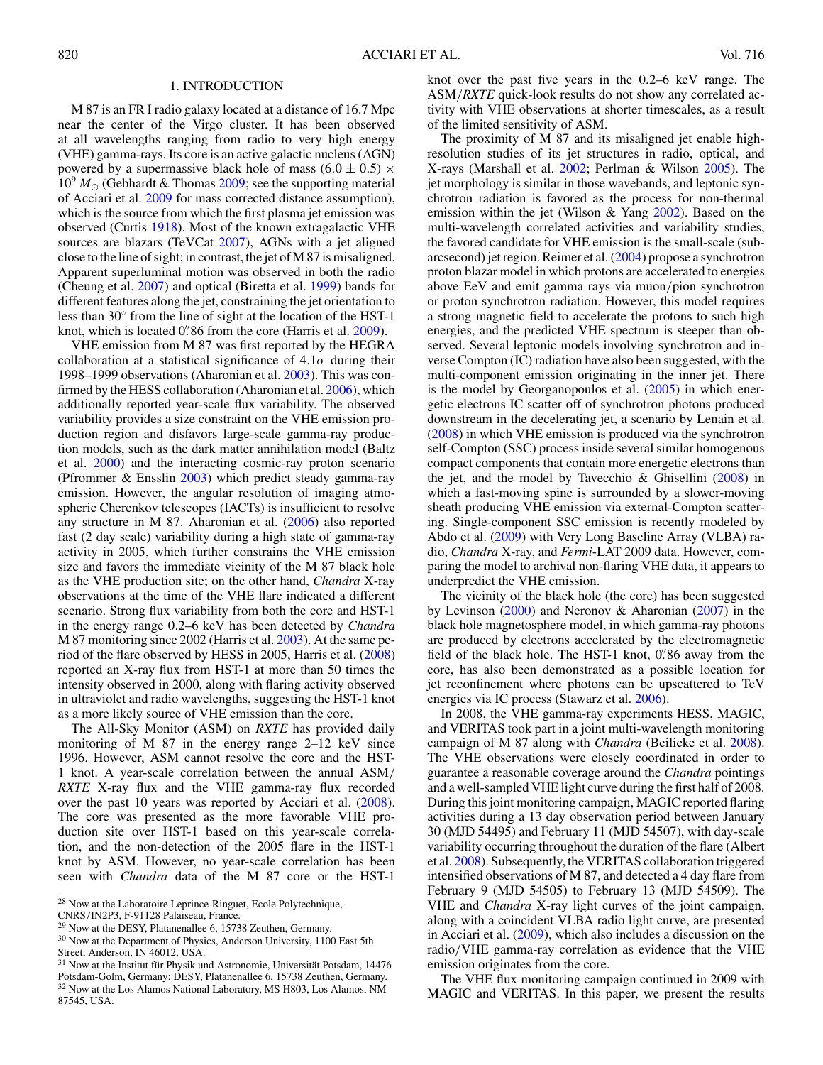## 1. INTRODUCTION

M 87 is an FR I radio galaxy located at a distance of 16.7 Mpc near the center of the Virgo cluster. It has been observed at all wavelengths ranging from radio to very high energy (VHE) gamma-rays. Its core is an active galactic nucleus (AGN) powered by a supermassive black hole of mass $(6.0 \pm 0.5) \times 10^9\, M_\odot$ (Gebhardt & Thomas 2009; see the supporting material of Acciari et al. 2009 for mass corrected distance assumption), which is the source from which the first plasma jet emission was observed (Curtis 1918). Most of the known extragalactic VHE sources are blazars (TeVCat 2007), AGNs with a jet aligned close to the line of sight; in contrast, the jet of M 87 is misaligned. Apparent superluminal motion was observed in both the radio (Cheung et al. 2007) and optical (Biretta et al. 1999) bands for different features along the jet, constraining the jet orientation to less than 30° from the line of sight at the location of the HST-1 knot, which is located 0.″86 from the core (Harris et al. 2009).

VHE emission from M 87 was first reported by the HEGRA collaboration at a statistical significance of $4.1\sigma$ during their 1998–1999 observations (Aharonian et al. 2003). This was confirmed by the HESS collaboration (Aharonian et al. 2006), which additionally reported year-scale flux variability. The observed variability provides a size constraint on the VHE emission production region and disfavors large-scale gamma-ray production models, such as the dark matter annihilation model (Baltz et al. 2000) and the interacting cosmic-ray proton scenario (Pfrommer & Ensslin 2003) which predict steady gamma-ray emission. However, the angular resolution of imaging atmospheric Cherenkov telescopes (IACTs) is insufficient to resolve any structure in M 87. Aharonian et al. (2006) also reported fast (2 day scale) variability during a high state of gamma-ray activity in 2005, which further constrains the VHE emission size and favors the immediate vicinity of the M 87 black hole as the VHE production site; on the other hand, *Chandra* X-ray observations at the time of the VHE flare indicated a different scenario. Strong flux variability from both the core and HST-1 in the energy range 0.2–6 keV has been detected by *Chandra* M 87 monitoring since 2002 (Harris et al. 2003). At the same period of the flare observed by HESS in 2005, Harris et al. (2008) reported an X-ray flux from HST-1 at more than 50 times the intensity observed in 2000, along with flaring activity observed in ultraviolet and radio wavelengths, suggesting the HST-1 knot as a more likely source of VHE emission than the core.

The All-Sky Monitor (ASM) on *RXTE* has provided daily monitoring of M 87 in the energy range 2–12 keV since 1996. However, ASM cannot resolve the core and the HST-1 knot. A year-scale correlation between the annual ASM/*RXTE* X-ray flux and the VHE gamma-ray flux recorded over the past 10 years was reported by Acciari et al. (2008). The core was presented as the more favorable VHE production site over HST-1 based on this year-scale correlation, and the non-detection of the 2005 flare in the HST-1 knot by ASM. However, no year-scale correlation has been seen with *Chandra* data of the M 87 core or the HST-1 knot over the past five years in the 0.2–6 keV range. The ASM/*RXTE* quick-look results do not show any correlated activity with VHE observations at shorter timescales, as a result of the limited sensitivity of ASM.

The proximity of M 87 and its misaligned jet enable high-resolution studies of its jet structures in radio, optical, and X-rays (Marshall et al. 2002; Perlman & Wilson 2005). The jet morphology is similar in those wavebands, and leptonic synchrotron radiation is favored as the process for non-thermal emission within the jet (Wilson & Yang 2002). Based on the multi-wavelength correlated activities and variability studies, the favored candidate for VHE emission is the small-scale (sub-arcsecond) jet region. Reimer et al. (2004) propose a synchrotron proton blazar model in which protons are accelerated to energies above EeV and emit gamma rays via muon/pion synchrotron or proton synchrotron radiation. However, this model requires a strong magnetic field to accelerate the protons to such high energies, and the predicted VHE spectrum is steeper than observed. Several leptonic models involving synchrotron and inverse Compton (IC) radiation have also been suggested, with the multi-component emission originating in the inner jet. There is the model by Georganopoulos et al. (2005) in which energetic electrons IC scatter off of synchrotron photons produced downstream in the decelerating jet, a scenario by Lenain et al. (2008) in which VHE emission is produced via the synchrotron self-Compton (SSC) process inside several similar homogenous compact components that contain more energetic electrons than the jet, and the model by Tavecchio & Ghisellini (2008) in which a fast-moving spine is surrounded by a slower-moving sheath producing VHE emission via external-Compton scattering. Single-component SSC emission is recently modeled by Abdo et al. (2009) with Very Long Baseline Array (VLBA) radio, *Chandra* X-ray, and *Fermi*-LAT 2009 data. However, comparing the model to archival non-flaring VHE data, it appears to underpredict the VHE emission.

The vicinity of the black hole (the core) has been suggested by Levinson (2000) and Neronov & Aharonian (2007) in the black hole magnetosphere model, in which gamma-ray photons are produced by electrons accelerated by the electromagnetic field of the black hole. The HST-1 knot, 0.″86 away from the core, has also been demonstrated as a possible location for jet reconfinement where photons can be upscattered to TeV energies via IC process (Stawarz et al. 2006).

In 2008, the VHE gamma-ray experiments HESS, MAGIC, and VERITAS took part in a joint multi-wavelength monitoring campaign of M 87 along with *Chandra* (Beilicke et al. 2008). The VHE observations were closely coordinated in order to guarantee a reasonable coverage around the *Chandra* pointings and a well-sampled VHE light curve during the first half of 2008. During this joint monitoring campaign, MAGIC reported flaring activities during a 13 day observation period between January 30 (MJD 54495) and February 11 (MJD 54507), with day-scale variability occurring throughout the duration of the flare (Albert et al. 2008). Subsequently, the VERITAS collaboration triggered intensified observations of M 87, and detected a 4 day flare from February 9 (MJD 54505) to February 13 (MJD 54509). The VHE and *Chandra* X-ray light curves of the joint campaign, along with a coincident VLBA radio light curve, are presented in Acciari et al. (2009), which also includes a discussion on the radio/VHE gamma-ray correlation as evidence that the VHE emission originates from the core.

The VHE flux monitoring campaign continued in 2009 with MAGIC and VERITAS. In this paper, we present the results

---

[28] Now at the Laboratoire Leprince-Ringuet, Ecole Polytechnique, CNRS/IN2P3, F-91128 Palaiseau, France.
[29] Now at the DESY, Platanenallee 6, 15738 Zeuthen, Germany.
[30] Now at the Department of Physics, Anderson University, 1100 East 5th Street, Anderson, IN 46012, USA.
[31] Now at the Institut für Physik und Astronomie, Universität Potsdam, 14476 Potsdam-Golm, Germany; DESY, Platanenallee 6, 15738 Zeuthen, Germany.
[32] Now at the Los Alamos National Laboratory, MS H803, Los Alamos, NM 87545, USA.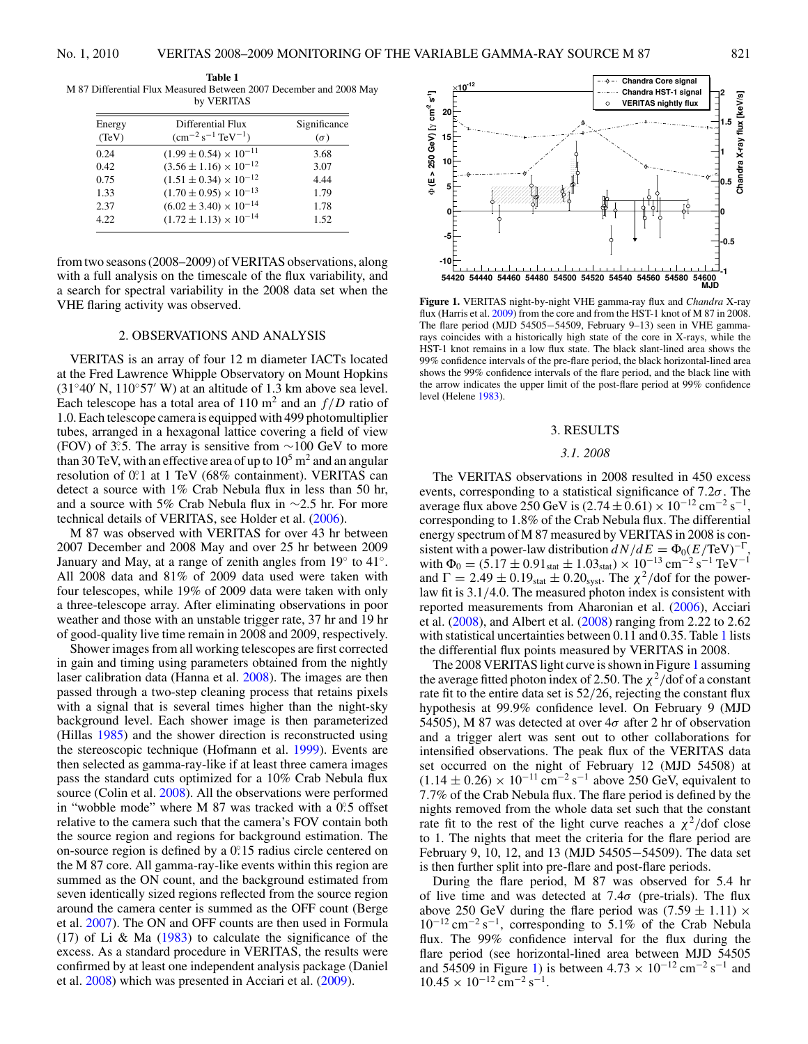**Table 1**
M 87 Differential Flux Measured Between 2007 December and 2008 May by VERITAS

| Energy (TeV) | Differential Flux ($\mathrm{cm^{-2}\,s^{-1}\,TeV^{-1}}$) | Significance ($\sigma$) |
|---|---|---|
| 0.24 | $(1.99 \pm 0.54) \times 10^{-11}$ | 3.68 |
| 0.42 | $(3.56 \pm 1.16) \times 10^{-12}$ | 3.07 |
| 0.75 | $(1.51 \pm 0.34) \times 10^{-12}$ | 4.44 |
| 1.33 | $(1.70 \pm 0.95) \times 10^{-13}$ | 1.79 |
| 2.37 | $(6.02 \pm 3.40) \times 10^{-14}$ | 1.78 |
| 4.22 | $(1.72 \pm 1.13) \times 10^{-14}$ | 1.52 |

from two seasons (2008–2009) of VERITAS observations, along with a full analysis on the timescale of the flux variability, and a search for spectral variability in the 2008 data set when the VHE flaring activity was observed.

## 2. OBSERVATIONS AND ANALYSIS

VERITAS is an array of four 12 m diameter IACTs located at the Fred Lawrence Whipple Observatory on Mount Hopkins (31°40′ N, 110°57′ W) at an altitude of 1.3 km above sea level. Each telescope has a total area of 110 m$^2$ and an $f/D$ ratio of 1.0. Each telescope camera is equipped with 499 photomultiplier tubes, arranged in a hexagonal lattice covering a field of view (FOV) of 3°.5. The array is sensitive from ∼100 GeV to more than 30 TeV, with an effective area of up to $10^5$ m$^2$ and an angular resolution of 0°.1 at 1 TeV (68% containment). VERITAS can detect a source with 1% Crab Nebula flux in less than 50 hr, and a source with 5% Crab Nebula flux in ∼2.5 hr. For more technical details of VERITAS, see Holder et al. (2006).

M 87 was observed with VERITAS for over 43 hr between 2007 December and 2008 May and over 25 hr between 2009 January and May, at a range of zenith angles from 19° to 41°. All 2008 data and 81% of 2009 data used were taken with four telescopes, while 19% of 2009 data were taken with only a three-telescope array. After eliminating observations in poor weather and those with an unstable trigger rate, 37 hr and 19 hr of good-quality live time remain in 2008 and 2009, respectively.

Shower images from all working telescopes are first corrected in gain and timing using parameters obtained from the nightly laser calibration data (Hanna et al. 2008). The images are then passed through a two-step cleaning process that retains pixels with a signal that is several times higher than the night-sky background level. Each shower image is then parameterized (Hillas 1985) and the shower direction is reconstructed using the stereoscopic technique (Hofmann et al. 1999). Events are then selected as gamma-ray-like if at least three camera images pass the standard cuts optimized for a 10% Crab Nebula flux source (Colin et al. 2008). All the observations were performed in "wobble mode" where M 87 was tracked with a 0°.5 offset relative to the camera such that the camera's FOV contain both the source region and regions for background estimation. The on-source region is defined by a 0°.15 radius circle centered on the M 87 core. All gamma-ray-like events within this region are summed as the ON count, and the background estimated from seven identically sized regions reflected from the source region around the camera center is summed as the OFF count (Berge et al. 2007). The ON and OFF counts are then used in Formula (17) of Li & Ma (1983) to calculate the significance of the excess. As a standard procedure in VERITAS, the results were confirmed by at least one independent analysis package (Daniel et al. 2008) which was presented in Acciari et al. (2009).

**Figure 1.** VERITAS night-by-night VHE gamma-ray flux and *Chandra* X-ray flux (Harris et al. 2009) from the core and from the HST-1 knot of M 87 in 2008. The flare period (MJD 54505−54509, February 9–13) seen in VHE gamma-rays coincides with a historically high state of the core in X-rays, while the HST-1 knot remains in a low flux state. The black slant-lined area shows the 99% confidence intervals of the pre-flare period, the black horizontal-lined area shows the 99% confidence intervals of the flare period, and the black line with the arrow indicates the upper limit of the post-flare period at 99% confidence level (Helene 1983).

## 3. RESULTS

### *3.1. 2008*

The VERITAS observations in 2008 resulted in 450 excess events, corresponding to a statistical significance of 7.2$\sigma$. The average flux above 250 GeV is $(2.74 \pm 0.61) \times 10^{-12}$ cm$^{-2}$ s$^{-1}$, corresponding to 1.8% of the Crab Nebula flux. The differential energy spectrum of M 87 measured by VERITAS in 2008 is consistent with a power-law distribution $dN/dE = \Phi_0(E/\mathrm{TeV})^{-\Gamma}$, with $\Phi_0 = (5.17 \pm 0.91_{\mathrm{stat}} \pm 1.03_{\mathrm{stat}}) \times 10^{-13}$ cm$^{-2}$ s$^{-1}$ TeV$^{-1}$ and $\Gamma = 2.49 \pm 0.19_{\mathrm{stat}} \pm 0.20_{\mathrm{syst}}$. The $\chi^2$/dof for the power-law fit is 3.1/4.0. The measured photon index is consistent with reported measurements from Aharonian et al. (2006), Acciari et al. (2008), and Albert et al. (2008) ranging from 2.22 to 2.62 with statistical uncertainties between 0.11 and 0.35. Table 1 lists the differential flux points measured by VERITAS in 2008.

The 2008 VERITAS light curve is shown in Figure 1 assuming the average fitted photon index of 2.50. The $\chi^2$/dof of a constant rate fit to the entire data set is 52/26, rejecting the constant flux hypothesis at 99.9% confidence level. On February 9 (MJD 54505), M 87 was detected at over 4$\sigma$ after 2 hr of observation and a trigger alert was sent out to other collaborations for intensified observations. The peak flux of the VERITAS data set occurred on the night of February 12 (MJD 54508) at $(1.14 \pm 0.26) \times 10^{-11}$ cm$^{-2}$ s$^{-1}$ above 250 GeV, equivalent to 7.7% of the Crab Nebula flux. The flare period is defined by the nights removed from the whole data set such that the constant rate fit to the rest of the light curve reaches a $\chi^2$/dof close to 1. The nights that meet the criteria for the flare period are February 9, 10, 12, and 13 (MJD 54505−54509). The data set is then further split into pre-flare and post-flare periods.

During the flare period, M 87 was observed for 5.4 hr of live time and was detected at 7.4$\sigma$ (pre-trials). The flux above 250 GeV during the flare period was $(7.59 \pm 1.11) \times 10^{-12}$ cm$^{-2}$ s$^{-1}$, corresponding to 5.1% of the Crab Nebula flux. The 99% confidence interval for the flux during the flare period (see horizontal-lined area between MJD 54505 and 54509 in Figure 1) is between $4.73 \times 10^{-12}$ cm$^{-2}$ s$^{-1}$ and $10.45 \times 10^{-12}$ cm$^{-2}$ s$^{-1}$.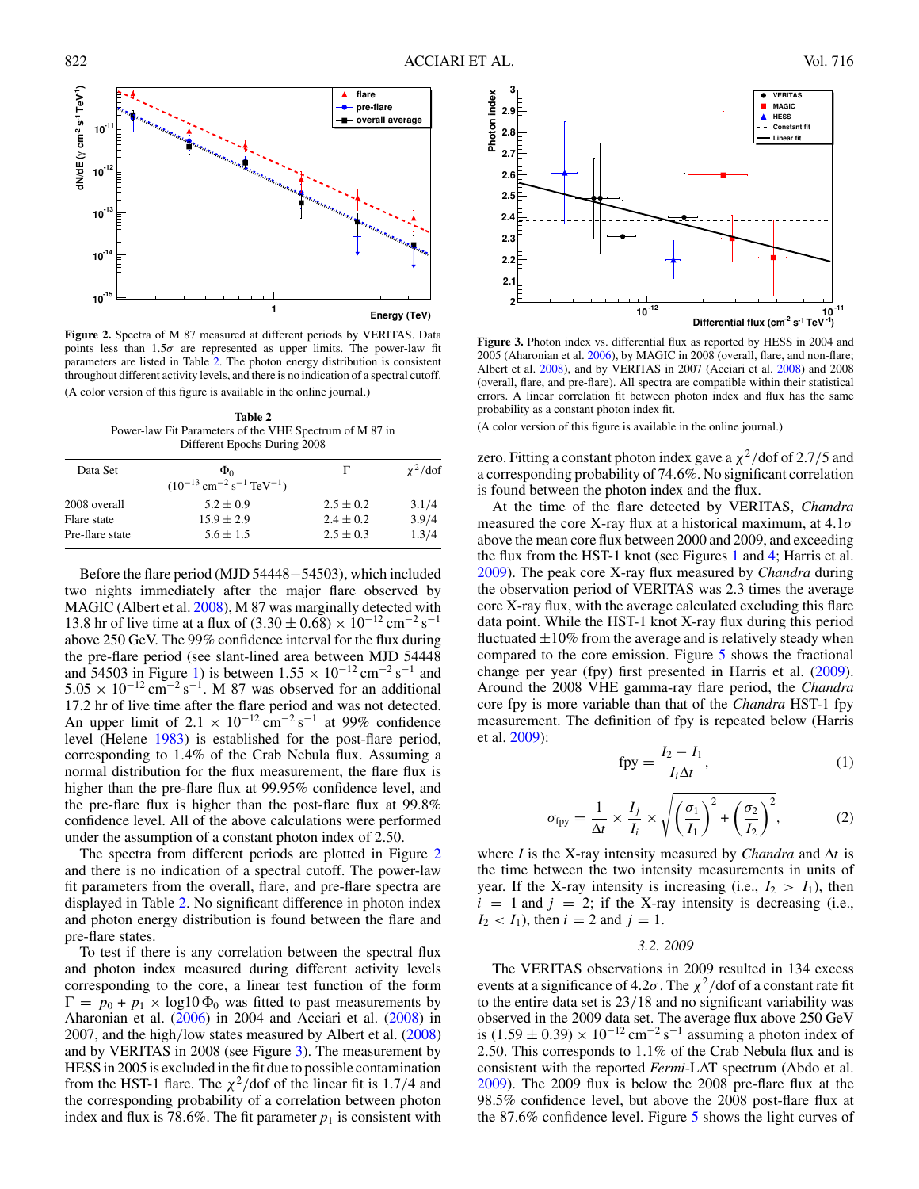**Figure 2.** Spectra of M 87 measured at different periods by VERITAS. Data points less than 1.5$\sigma$ are represented as upper limits. The power-law fit parameters are listed in Table 2. The photon energy distribution is consistent throughout different activity levels, and there is no indication of a spectral cutoff.

(A color version of this figure is available in the online journal.)

**Table 2**
Power-law Fit Parameters of the VHE Spectrum of M 87 in Different Epochs During 2008

| Data Set | $\Phi_0$ ($10^{-13}$ cm$^{-2}$ s$^{-1}$ TeV$^{-1}$) | $\Gamma$ | $\chi^2$/dof |
|---|---|---|---|
| 2008 overall | $5.2 \pm 0.9$ | $2.5 \pm 0.2$ | 3.1/4 |
| Flare state | $15.9 \pm 2.9$ | $2.4 \pm 0.2$ | 3.9/4 |
| Pre-flare state | $5.6 \pm 1.5$ | $2.5 \pm 0.3$ | 1.3/4 |

Before the flare period (MJD 54448−54503), which included two nights immediately after the major flare observed by MAGIC (Albert et al. 2008), M 87 was marginally detected with 13.8 hr of live time at a flux of $(3.30 \pm 0.68) \times 10^{-12}$ cm$^{-2}$ s$^{-1}$ above 250 GeV. The 99% confidence interval for the flux during the pre-flare period (see slant-lined area between MJD 54448 and 54503 in Figure 1) is between $1.55 \times 10^{-12}$ cm$^{-2}$ s$^{-1}$ and $5.05 \times 10^{-12}$ cm$^{-2}$ s$^{-1}$. M 87 was observed for an additional 17.2 hr of live time after the flare period and was not detected. An upper limit of $2.1 \times 10^{-12}$ cm$^{-2}$ s$^{-1}$ at 99% confidence level (Helene 1983) is established for the post-flare period, corresponding to 1.4% of the Crab Nebula flux. Assuming a normal distribution for the flux measurement, the flare flux is higher than the pre-flare flux at 99.95% confidence level, and the pre-flare flux is higher than the post-flare flux at 99.8% confidence level. All of the above calculations were performed under the assumption of a constant photon index of 2.50.

The spectra from different periods are plotted in Figure 2 and there is no indication of a spectral cutoff. The power-law fit parameters from the overall, flare, and pre-flare spectra are displayed in Table 2. No significant difference in photon index and photon energy distribution is found between the flare and pre-flare states.

To test if there is any correlation between the spectral flux and photon index measured during different activity levels corresponding to the core, a linear test function of the form $\Gamma = p_0 + p_1 \times \log 10\, \Phi_0$ was fitted to past measurements by Aharonian et al. (2006) in 2004 and Acciari et al. (2008) in 2007, and the high/low states measured by Albert et al. (2008) and by VERITAS in 2008 (see Figure 3). The measurement by HESS in 2005 is excluded in the fit due to possible contamination from the HST-1 flare. The $\chi^2$/dof of the linear fit is 1.7/4 and the corresponding probability of a correlation between photon index and flux is 78.6%. The fit parameter $p_1$ is consistent with zero. Fitting a constant photon index gave a $\chi^2$/dof of 2.7/5 and a corresponding probability of 74.6%. No significant correlation is found between the photon index and the flux.

**Figure 3.** Photon index vs. differential flux as reported by HESS in 2004 and 2005 (Aharonian et al. 2006), by MAGIC in 2008 (overall, flare, and non-flare; Albert et al. 2008), and by VERITAS in 2007 (Acciari et al. 2008) and 2008 (overall, flare, and pre-flare). All spectra are compatible within their statistical errors. A linear correlation fit between photon index and flux has the same probability as a constant photon index fit.

(A color version of this figure is available in the online journal.)

At the time of the flare detected by VERITAS, *Chandra* measured the core X-ray flux at a historical maximum, at 4.1$\sigma$ above the mean core flux between 2000 and 2009, and exceeding the flux from the HST-1 knot (see Figures 1 and 4; Harris et al. 2009). The peak core X-ray flux measured by *Chandra* during the observation period of VERITAS was 2.3 times the average core X-ray flux, with the average calculated excluding this flare data point. While the HST-1 knot X-ray flux during this period fluctuated ±10% from the average and is relatively steady when compared to the core emission. Figure 5 shows the fractional change per year (fpy) first presented in Harris et al. (2009). Around the 2008 VHE gamma-ray flare period, the *Chandra* core fpy is more variable than that of the *Chandra* HST-1 fpy measurement. The definition of fpy is repeated below (Harris et al. 2009):

$$\mathrm{fpy} = \frac{I_2 - I_1}{I_i \Delta t}, \tag{1}$$

$$\sigma_{\mathrm{fpy}} = \frac{1}{\Delta t} \times \frac{I_j}{I_i} \times \sqrt{\left(\frac{\sigma_1}{I_1}\right)^2 + \left(\frac{\sigma_2}{I_2}\right)^2}, \tag{2}$$

where $I$ is the X-ray intensity measured by *Chandra* and $\Delta t$ is the time between the two intensity measurements in units of year. If the X-ray intensity is increasing (i.e., $I_2 > I_1$), then $i = 1$ and $j = 2$; if the X-ray intensity is decreasing (i.e., $I_2 < I_1$), then $i = 2$ and $j = 1$.

### 3.2. 2009

The VERITAS observations in 2009 resulted in 134 excess events at a significance of 4.2$\sigma$. The $\chi^2$/dof of a constant rate fit to the entire data set is 23/18 and no significant variability was observed in the 2009 data set. The average flux above 250 GeV is $(1.59 \pm 0.39) \times 10^{-12}$ cm$^{-2}$ s$^{-1}$ assuming a photon index of 2.50. This corresponds to 1.1% of the Crab Nebula flux and is consistent with the reported *Fermi*-LAT spectrum (Abdo et al. 2009). The 2009 flux is below the 2008 pre-flare flux at the 98.5% confidence level, but above the 2008 post-flare flux at the 87.6% confidence level. Figure 5 shows the light curves of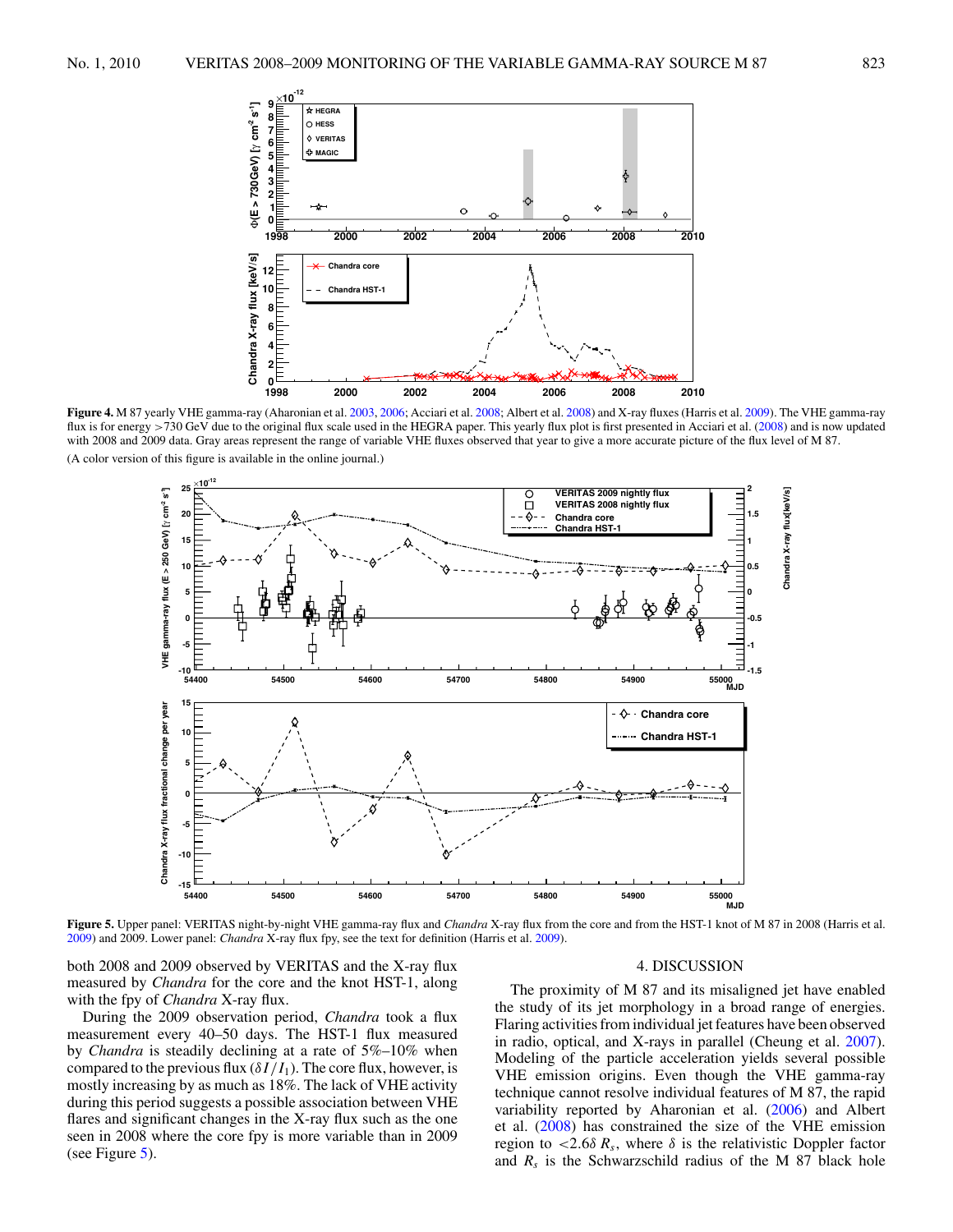**Figure 4.** M 87 yearly VHE gamma-ray (Aharonian et al. 2003, 2006; Acciari et al. 2008; Albert et al. 2008) and X-ray fluxes (Harris et al. 2009). The VHE gamma-ray flux is for energy >730 GeV due to the original flux scale used in the HEGRA paper. This yearly flux plot is first presented in Acciari et al. (2008) and is now updated with 2008 and 2009 data. Gray areas represent the range of variable VHE fluxes observed that year to give a more accurate picture of the flux level of M 87.

(A color version of this figure is available in the online journal.)

**Figure 5.** Upper panel: VERITAS night-by-night VHE gamma-ray flux and *Chandra* X-ray flux from the core and from the HST-1 knot of M 87 in 2008 (Harris et al. 2009) and 2009. Lower panel: *Chandra* X-ray flux fpy, see the text for definition (Harris et al. 2009).

both 2008 and 2009 observed by VERITAS and the X-ray flux measured by *Chandra* for the core and the knot HST-1, along with the fpy of *Chandra* X-ray flux.

During the 2009 observation period, *Chandra* took a flux measurement every 40–50 days. The HST-1 flux measured by *Chandra* is steadily declining at a rate of 5%–10% when compared to the previous flux ($\delta I/I_1$). The core flux, however, is mostly increasing by as much as 18%. The lack of VHE activity during this period suggests a possible association between VHE flares and significant changes in the X-ray flux such as the one seen in 2008 where the core fpy is more variable than in 2009 (see Figure 5).

## 4. DISCUSSION

The proximity of M 87 and its misaligned jet have enabled the study of its jet morphology in a broad range of energies. Flaring activities from individual jet features have been observed in radio, optical, and X-rays in parallel (Cheung et al. 2007). Modeling of the particle acceleration yields several possible VHE emission origins. Even though the VHE gamma-ray technique cannot resolve individual features of M 87, the rapid variability reported by Aharonian et al. (2006) and Albert et al. (2008) has constrained the size of the VHE emission region to $<2.6\delta\, R_s$, where $\delta$ is the relativistic Doppler factor and $R_s$ is the Schwarzschild radius of the M 87 black hole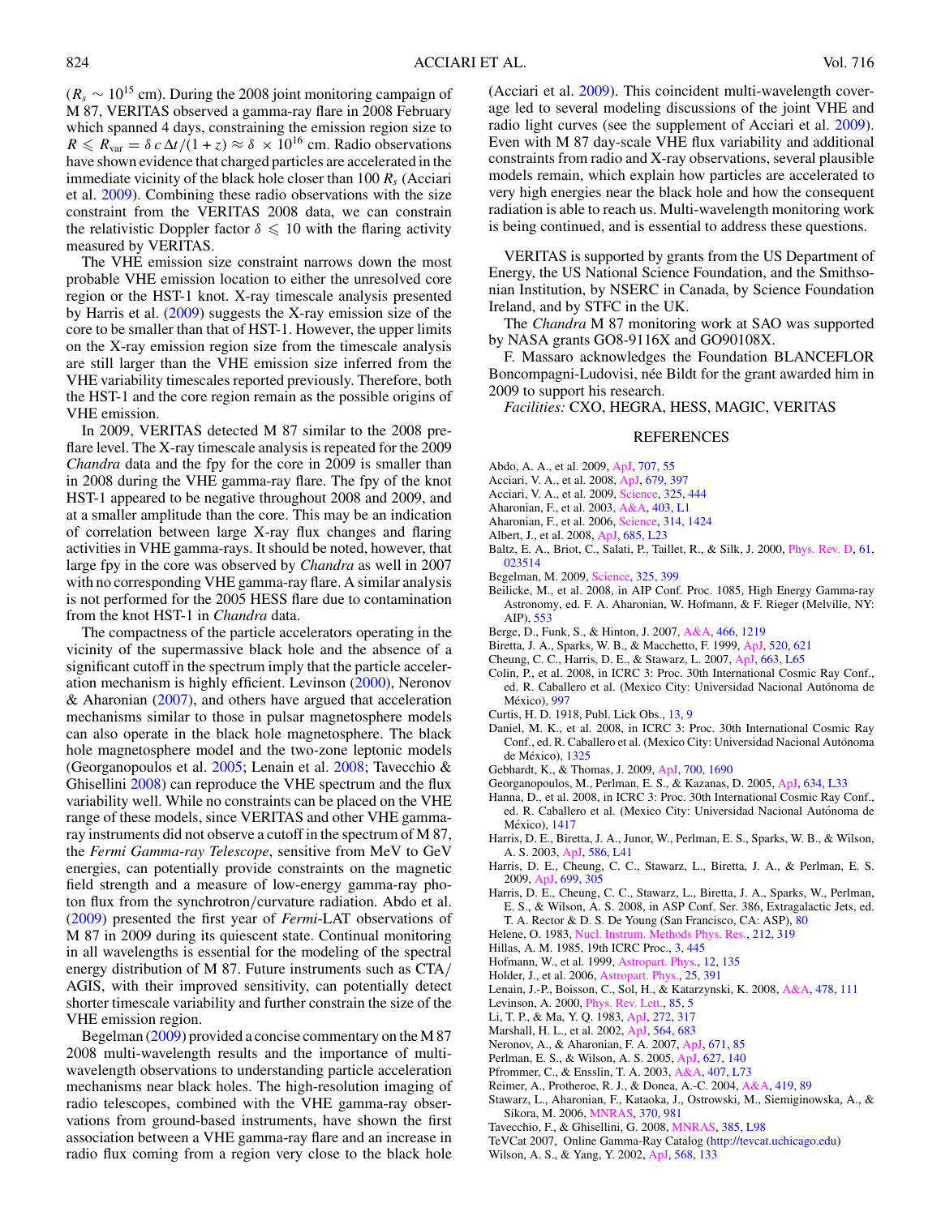($R_s \sim 10^{15}$ cm). During the 2008 joint monitoring campaign of M 87, VERITAS observed a gamma-ray flare in 2008 February which spanned 4 days, constraining the emission region size to $R \leqslant R_{\rm var} = \delta\, c\, \Delta t/(1+z) \approx \delta \times 10^{16}$ cm. Radio observations have shown evidence that charged particles are accelerated in the immediate vicinity of the black hole closer than 100 $R_s$ (Acciari et al. 2009). Combining these radio observations with the size constraint from the VERITAS 2008 data, we can constrain the relativistic Doppler factor $\delta \leqslant 10$ with the flaring activity measured by VERITAS.

The VHE emission size constraint narrows down the most probable VHE emission location to either the unresolved core region or the HST-1 knot. X-ray timescale analysis presented by Harris et al. (2009) suggests the X-ray emission size of the core to be smaller than that of HST-1. However, the upper limits on the X-ray emission region size from the timescale analysis are still larger than the VHE emission size inferred from the VHE variability timescales reported previously. Therefore, both the HST-1 and the core region remain as the possible origins of VHE emission.

In 2009, VERITAS detected M 87 similar to the 2008 pre-flare level. The X-ray timescale analysis is repeated for the 2009 *Chandra* data and the fpy for the core in 2009 is smaller than in 2008 during the VHE gamma-ray flare. The fpy of the knot HST-1 appeared to be negative throughout 2008 and 2009, and at a smaller amplitude than the core. This may be an indication of correlation between large X-ray flux changes and flaring activities in VHE gamma-rays. It should be noted, however, that large fpy in the core was observed by *Chandra* as well in 2007 with no corresponding VHE gamma-ray flare. A similar analysis is not performed for the 2005 HESS flare due to contamination from the knot HST-1 in *Chandra* data.

The compactness of the particle accelerators operating in the vicinity of the supermassive black hole and the absence of a significant cutoff in the spectrum imply that the particle acceleration mechanism is highly efficient. Levinson (2000), Neronov & Aharonian (2007), and others have argued that acceleration mechanisms similar to those in pulsar magnetosphere models can also operate in the black hole magnetosphere. The black hole magnetosphere model and the two-zone leptonic models (Georganopoulos et al. 2005; Lenain et al. 2008; Tavecchio & Ghisellini 2008) can reproduce the VHE spectrum and the flux variability well. While no constraints can be placed on the VHE range of these models, since VERITAS and other VHE gamma-ray instruments did not observe a cutoff in the spectrum of M 87, the *Fermi Gamma-ray Telescope*, sensitive from MeV to GeV energies, can potentially provide constraints on the magnetic field strength and a measure of low-energy gamma-ray photon flux from the synchrotron/curvature radiation. Abdo et al. (2009) presented the first year of *Fermi*-LAT observations of M 87 in 2009 during its quiescent state. Continual monitoring in all wavelengths is essential for the modeling of the spectral energy distribution of M 87. Future instruments such as CTA/AGIS, with their improved sensitivity, can potentially detect shorter timescale variability and further constrain the size of the VHE emission region.

Begelman (2009) provided a concise commentary on the M 87 2008 multi-wavelength results and the importance of multi-wavelength observations to understanding particle acceleration mechanisms near black holes. The high-resolution imaging of radio telescopes, combined with the VHE gamma-ray observations from ground-based instruments, have shown the first association between a VHE gamma-ray flare and an increase in radio flux coming from a region very close to the black hole (Acciari et al. 2009). This coincident multi-wavelength coverage led to several modeling discussions of the joint VHE and radio light curves (see the supplement of Acciari et al. 2009). Even with M 87 day-scale VHE flux variability and additional constraints from radio and X-ray observations, several plausible models remain, which explain how particles are accelerated to very high energies near the black hole and how the consequent radiation is able to reach us. Multi-wavelength monitoring work is being continued, and is essential to address these questions.

VERITAS is supported by grants from the US Department of Energy, the US National Science Foundation, and the Smithsonian Institution, by NSERC in Canada, by Science Foundation Ireland, and by STFC in the UK.

The *Chandra* M 87 monitoring work at SAO was supported by NASA grants GO8-9116X and GO90108X.

F. Massaro acknowledges the Foundation BLANCEFLOR Boncompagni-Ludovisi, née Bildt for the grant awarded him in 2009 to support his research.

*Facilities:* CXO, HEGRA, HESS, MAGIC, VERITAS

## REFERENCES

Abdo, A. A., et al. 2009, ApJ, 707, 55
Acciari, V. A., et al. 2008, ApJ, 679, 397
Acciari, V. A., et al. 2009, Science, 325, 444
Aharonian, F., et al. 2003, A&A, 403, L1
Aharonian, F., et al. 2006, Science, 314, 1424
Albert, J., et al. 2008, ApJ, 685, L23
Baltz, E. A., Briot, C., Salati, P., Taillet, R., & Silk, J. 2000, Phys. Rev. D, 61, 023514
Begelman, M. 2009, Science, 325, 399
Beilicke, M., et al. 2008, in AIP Conf. Proc. 1085, High Energy Gamma-ray Astronomy, ed. F. A. Aharonian, W. Hofmann, & F. Rieger (Melville, NY: AIP), 553
Berge, D., Funk, S., & Hinton, J. 2007, A&A, 466, 1219
Biretta, J. A., Sparks, W. B., & Macchetto, F. 1999, ApJ, 520, 621
Cheung, C. C., Harris, D. E., & Stawarz, L. 2007, ApJ, 663, L65
Colin, P., et al. 2008, in ICRC 3: Proc. 30th International Cosmic Ray Conf., ed. R. Caballero et al. (Mexico City: Universidad Nacional Autónoma de México), 997
Curtis, H. D. 1918, Publ. Lick Obs., 13, 9
Daniel, M. K., et al. 2008, in ICRC 3: Proc. 30th International Cosmic Ray Conf., ed. R. Caballero et al. (Mexico City: Universidad Nacional Autónoma de México), 1325
Gebhardt, K., & Thomas, J. 2009, ApJ, 700, 1690
Georganopoulos, M., Perlman, E. S., & Kazanas, D. 2005, ApJ, 634, L33
Hanna, D., et al. 2008, in ICRC 3: Proc. 30th International Cosmic Ray Conf., ed. R. Caballero et al. (Mexico City: Universidad Nacional Autónoma de México), 1417
Harris, D. E., Biretta, J. A., Junor, W., Perlman, E. S., Sparks, W. B., & Wilson, A. S. 2003, ApJ, 586, L41
Harris, D. E., Cheung, C. C., Stawarz, L., Biretta, J. A., & Perlman, E. S. 2009, ApJ, 699, 305
Harris, D. E., Cheung, C. C., Stawarz, L., Biretta, J. A., Sparks, W., Perlman, E. S., & Wilson, A. S. 2008, in ASP Conf. Ser. 386, Extragalactic Jets, ed. T. A. Rector & D. S. De Young (San Francisco, CA: ASP), 80
Helene, O. 1983, Nucl. Instrum. Methods Phys. Res., 212, 319
Hillas, A. M. 1985, 19th ICRC Proc., 3, 445
Hofmann, W., et al. 1999, Astropart. Phys., 12, 135
Holder, J., et al. 2006, Astropart. Phys., 25, 391
Lenain, J.-P., Boisson, C., Sol, H., & Katarzynski, K. 2008, A&A, 478, 111
Levinson, A. 2000, Phys. Rev. Lett., 85, 5
Li, T. P., & Ma, Y. Q. 1983, ApJ, 272, 317
Marshall, H. L., et al. 2002, ApJ, 564, 683
Neronov, A., & Aharonian, F. A. 2007, ApJ, 671, 85
Perlman, E. S., & Wilson, A. S. 2005, ApJ, 627, 140
Pfrommer, C., & Ensslin, T. A. 2003, A&A, 407, L73
Reimer, A., Protheroe, R. J., & Donea, A.-C. 2004, A&A, 419, 89
Stawarz, L., Aharonian, F., Kataoka, J., Ostrowski, M., Siemiginowska, A., & Sikora, M. 2006, MNRAS, 370, 981
Tavecchio, F., & Ghisellini, G. 2008, MNRAS, 385, L98
TeVCat 2007, Online Gamma-Ray Catalog (http://tevcat.uchicago.edu)
Wilson, A. S., & Yang, Y. 2002, ApJ, 568, 133